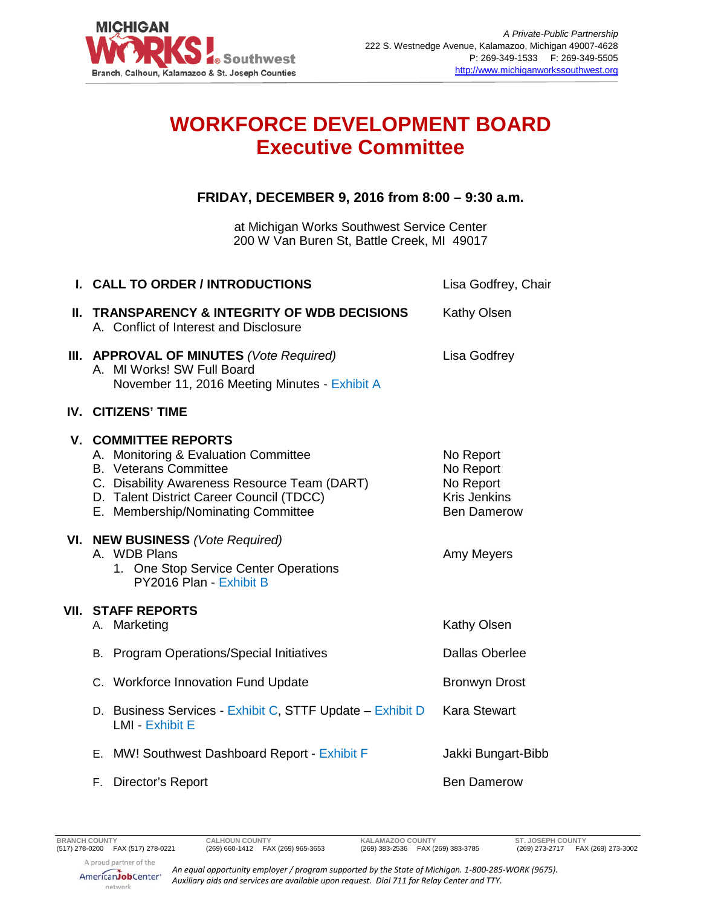MICHIGAN WORKS! Southwest
Branch, Calhoun, Kalamazoo & St. Joseph Counties

*A Private-Public Partnership*
222 S. Westnedge Avenue, Kalamazoo, Michigan 49007-4628
P: 269-349-1533 F: 269-349-5505
http://www.michiganworkssouthwest.org

# WORKFORCE DEVELOPMENT BOARD
## Executive Committee

**FRIDAY, DECEMBER 9, 2016 from 8:00 – 9:30 a.m.**

at Michigan Works Southwest Service Center
200 W Van Buren St, Battle Creek, MI 49017

| | |
|---|---|
| **I. CALL TO ORDER / INTRODUCTIONS** | Lisa Godfrey, Chair |
| **II. TRANSPARENCY & INTEGRITY OF WDB DECISIONS** | Kathy Olsen |
| A. Conflict of Interest and Disclosure | |
| **III. APPROVAL OF MINUTES** *(Vote Required)* | Lisa Godfrey |
| A. MI Works! SW Full Board November 11, 2016 Meeting Minutes - Exhibit A | |
| **IV. CITIZENS' TIME** | |
| **V. COMMITTEE REPORTS** | |
| A. Monitoring & Evaluation Committee | No Report |
| B. Veterans Committee | No Report |
| C. Disability Awareness Resource Team (DART) | No Report |
| D. Talent District Career Council (TDCC) | Kris Jenkins |
| E. Membership/Nominating Committee | Ben Damerow |
| **VI. NEW BUSINESS** *(Vote Required)* | |
| A. WDB Plans | Amy Meyers |
| 1. One Stop Service Center Operations PY2016 Plan - Exhibit B | |
| **VII. STAFF REPORTS** | |
| A. Marketing | Kathy Olsen |
| B. Program Operations/Special Initiatives | Dallas Oberlee |
| C. Workforce Innovation Fund Update | Bronwyn Drost |
| D. Business Services - Exhibit C, STTF Update – Exhibit D, LMI - Exhibit E | Kara Stewart |
| E. MW! Southwest Dashboard Report - Exhibit F | Jakki Bungart-Bibb |
| F. Director's Report | Ben Damerow |

| BRANCH COUNTY | CALHOUN COUNTY | KALAMAZOO COUNTY | ST. JOSEPH COUNTY |
|---|---|---|---|
| (517) 278-0200 FAX (517) 278-0221 | (269) 660-1412 FAX (269) 965-3653 | (269) 383-2536 FAX (269) 383-3785 | (269) 273-2717 FAX (269) 273-3002 |

A proud partner of the AmericanJobCenter network

*An equal opportunity employer / program supported by the State of Michigan. 1-800-285-WORK (9675). Auxiliary aids and services are available upon request. Dial 711 for Relay Center and TTY.*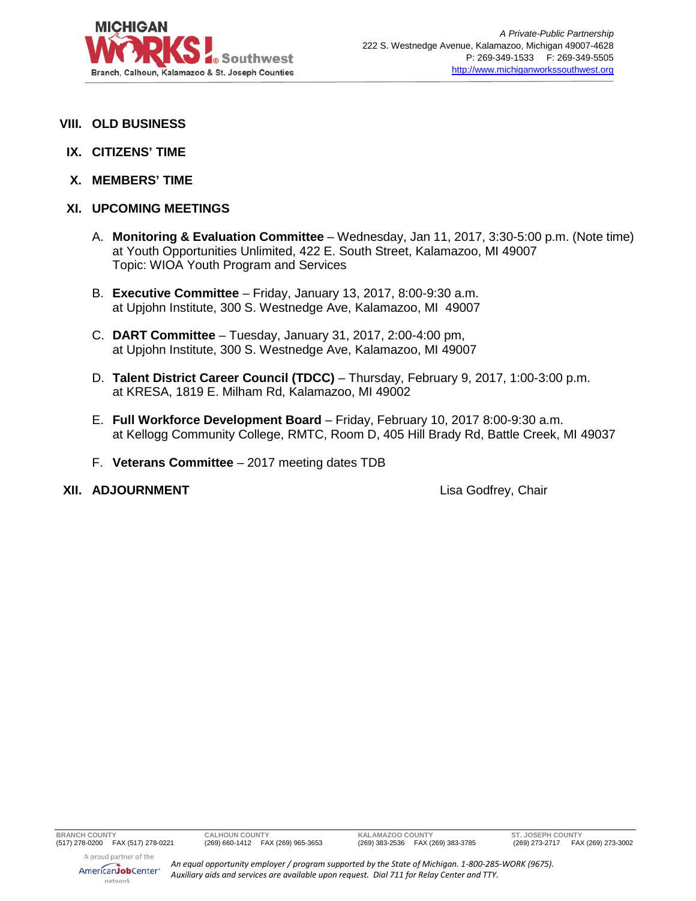## VIII. OLD BUSINESS

## IX. CITIZENS' TIME

## X. MEMBERS' TIME

## XI. UPCOMING MEETINGS

A. **Monitoring & Evaluation Committee** – Wednesday, Jan 11, 2017, 3:30-5:00 p.m. (Note time) at Youth Opportunities Unlimited, 422 E. South Street, Kalamazoo, MI 49007
Topic: WIOA Youth Program and Services

B. **Executive Committee** – Friday, January 13, 2017, 8:00-9:30 a.m. at Upjohn Institute, 300 S. Westnedge Ave, Kalamazoo, MI 49007

C. **DART Committee** – Tuesday, January 31, 2017, 2:00-4:00 pm, at Upjohn Institute, 300 S. Westnedge Ave, Kalamazoo, MI 49007

D. **Talent District Career Council (TDCC)** – Thursday, February 9, 2017, 1:00-3:00 p.m. at KRESA, 1819 E. Milham Rd, Kalamazoo, MI 49002

E. **Full Workforce Development Board** – Friday, February 10, 2017 8:00-9:30 a.m. at Kellogg Community College, RMTC, Room D, 405 Hill Brady Rd, Battle Creek, MI 49037

F. **Veterans Committee** – 2017 meeting dates TDB

## XII. ADJOURNMENT

Lisa Godfrey, Chair